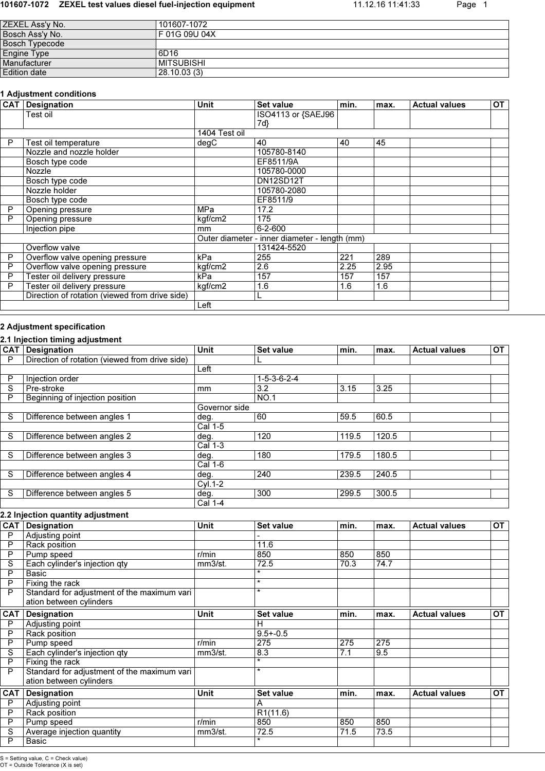| ZEXEL Ass'y No. | 101607-1072 |
|---|---|
| Bosch Ass'y No. | F 01G 09U 04X |
| Bosch Typecode | |
| Engine Type | 6D16 |
| Manufacturer | MITSUBISHI |
| Edition date | 28.10.03 (3) |

### 1 Adjustment conditions

| CAT | Designation | Unit | Set value | min. | max. | Actual values | OT |
|---|---|---|---|---|---|---|---|
| | Test oil | | ISO4113 or {SAEJ967d} | | | | |
| | | 1404 Test oil | | | | | |
| P | Test oil temperature | degC | 40 | 40 | 45 | | |
| | Nozzle and nozzle holder | | 105780-8140 | | | | |
| | Bosch type code | | EF8511/9A | | | | |
| | Nozzle | | 105780-0000 | | | | |
| | Bosch type code | | DN12SD12T | | | | |
| | Nozzle holder | | 105780-2080 | | | | |
| | Bosch type code | | EF8511/9 | | | | |
| P | Opening pressure | MPa | 17.2 | | | | |
| P | Opening pressure | kgf/cm2 | 175 | | | | |
| | Injection pipe | mm | 6-2-600 | | | | |
| | | Outer diameter - inner diameter - length (mm) | | | | | |
| | Overflow valve | | 131424-5520 | | | | |
| P | Overflow valve opening pressure | kPa | 255 | 221 | 289 | | |
| P | Overflow valve opening pressure | kgf/cm2 | 2.6 | 2.25 | 2.95 | | |
| P | Tester oil delivery pressure | kPa | 157 | 157 | 157 | | |
| P | Tester oil delivery pressure | kgf/cm2 | 1.6 | 1.6 | 1.6 | | |
| | Direction of rotation (viewed from drive side) | | L | | | | |
| | | Left | | | | | |

### 2 Adjustment specification

#### 2.1 Injection timing adjustment

| CAT | Designation | Unit | Set value | min. | max. | Actual values | OT |
|---|---|---|---|---|---|---|---|
| P | Direction of rotation (viewed from drive side) | | L | | | | |
| | | Left | | | | | |
| P | Injection order | | 1-5-3-6-2-4 | | | | |
| S | Pre-stroke | mm | 3.2 | 3.15 | 3.25 | | |
| P | Beginning of injection position | | NO.1 | | | | |
| | | Governor side | | | | | |
| S | Difference between angles 1 | deg. | 60 | 59.5 | 60.5 | | |
| | | Cal 1-5 | | | | | |
| S | Difference between angles 2 | deg. | 120 | 119.5 | 120.5 | | |
| | | Cal 1-3 | | | | | |
| S | Difference between angles 3 | deg. | 180 | 179.5 | 180.5 | | |
| | | Cal 1-6 | | | | | |
| S | Difference between angles 4 | deg. | 240 | 239.5 | 240.5 | | |
| | | Cyl.1-2 | | | | | |
| S | Difference between angles 5 | deg. | 300 | 299.5 | 300.5 | | |
| | | Cal 1-4 | | | | | |

#### 2.2 Injection quantity adjustment

| CAT | Designation | Unit | Set value | min. | max. | Actual values | OT |
|---|---|---|---|---|---|---|---|
| P | Adjusting point | | - | | | | |
| P | Rack position | | 11.6 | | | | |
| P | Pump speed | r/min | 850 | 850 | 850 | | |
| S | Each cylinder's injection qty | mm3/st. | 72.5 | 70.3 | 74.7 | | |
| P | Basic | | * | | | | |
| P | Fixing the rack | | * | | | | |
| P | Standard for adjustment of the maximum variation between cylinders | | * | | | | |

| CAT | Designation | Unit | Set value | min. | max. | Actual values | OT |
|---|---|---|---|---|---|---|---|
| P | Adjusting point | | H | | | | |
| P | Rack position | | 9.5+-0.5 | | | | |
| P | Pump speed | r/min | 275 | 275 | 275 | | |
| S | Each cylinder's injection qty | mm3/st. | 8.3 | 7.1 | 9.5 | | |
| P | Fixing the rack | | * | | | | |
| P | Standard for adjustment of the maximum variation between cylinders | | * | | | | |

| CAT | Designation | Unit | Set value | min. | max. | Actual values | OT |
|---|---|---|---|---|---|---|---|
| P | Adjusting point | | A | | | | |
| P | Rack position | | R1(11.6) | | | | |
| P | Pump speed | r/min | 850 | 850 | 850 | | |
| S | Average injection quantity | mm3/st. | 72.5 | 71.5 | 73.5 | | |
| P | Basic | | * | | | | |

S = Setting value, C = Check value)
OT = Outside Tolerance (X is set)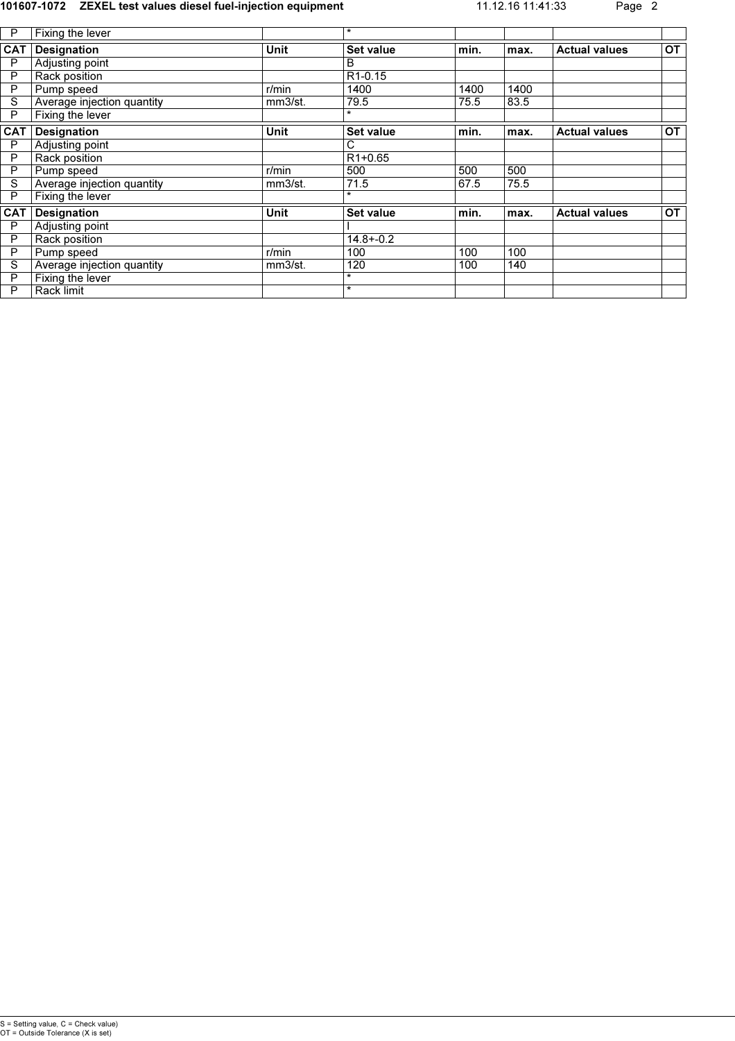| P | Fixing the lever | | * | | | | |
|---|---|---|---|---|---|---|---|

| CAT | Designation | Unit | Set value | min. | max. | Actual values | OT |
|---|---|---|---|---|---|---|---|
| P | Adjusting point | | B | | | | |
| P | Rack position | | R1-0.15 | | | | |
| P | Pump speed | r/min | 1400 | 1400 | 1400 | | |
| S | Average injection quantity | mm3/st. | 79.5 | 75.5 | 83.5 | | |
| P | Fixing the lever | | * | | | | |

| CAT | Designation | Unit | Set value | min. | max. | Actual values | OT |
|---|---|---|---|---|---|---|---|
| P | Adjusting point | | C | | | | |
| P | Rack position | | R1+0.65 | | | | |
| P | Pump speed | r/min | 500 | 500 | 500 | | |
| S | Average injection quantity | mm3/st. | 71.5 | 67.5 | 75.5 | | |
| P | Fixing the lever | | * | | | | |

| CAT | Designation | Unit | Set value | min. | max. | Actual values | OT |
|---|---|---|---|---|---|---|---|
| P | Adjusting point | | I | | | | |
| P | Rack position | | 14.8+-0.2 | | | | |
| P | Pump speed | r/min | 100 | 100 | 100 | | |
| S | Average injection quantity | mm3/st. | 120 | 100 | 140 | | |
| P | Fixing the lever | | * | | | | |
| P | Rack limit | | * | | | | |

S = Setting value, C = Check value)
OT = Outside Tolerance (X is set)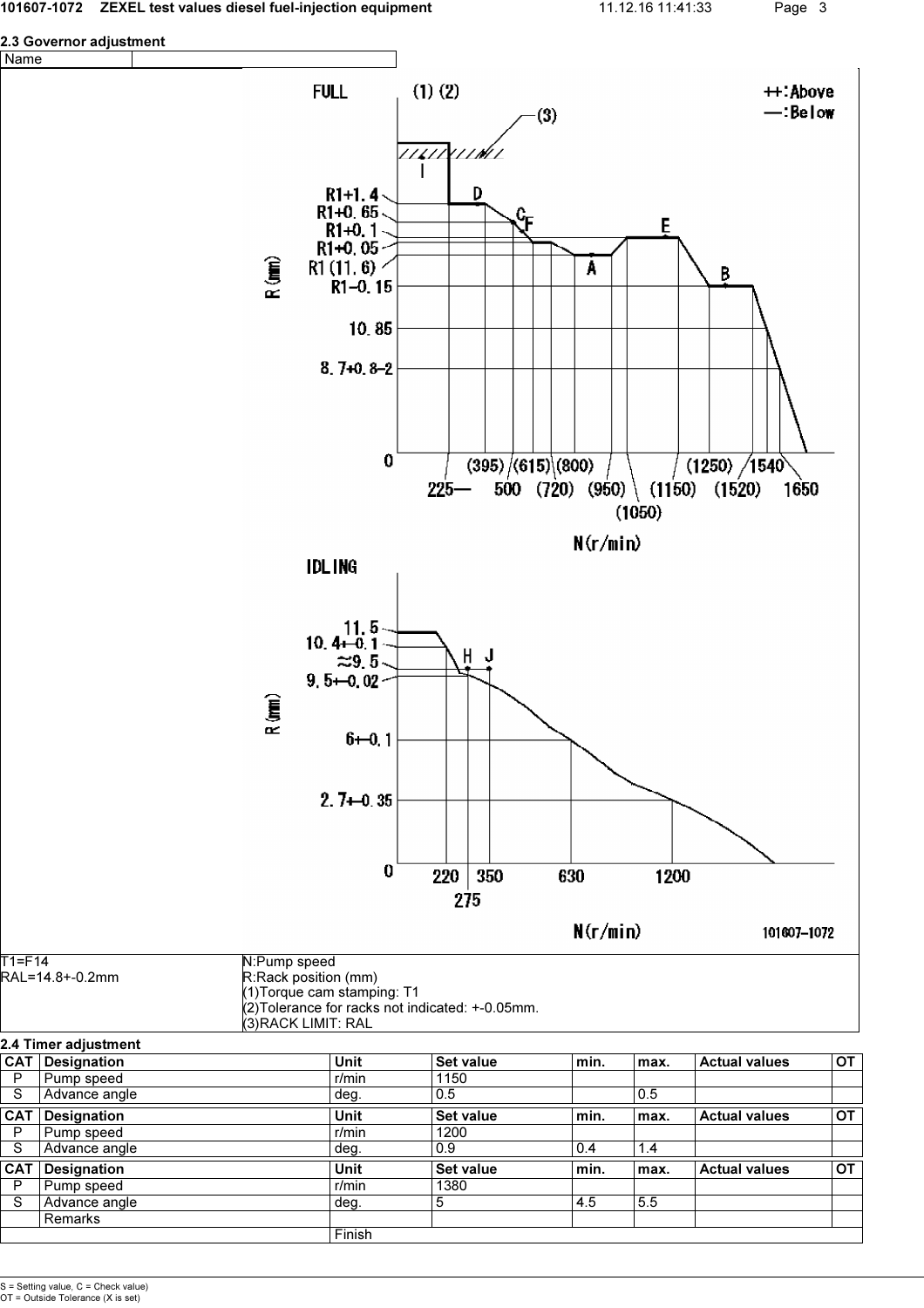## 2.3 Governor adjustment

| Name | |
|---|---|

T1=F14
RAL=14.8+-0.2mm

N:Pump speed
R:Rack position (mm)
(1)Torque cam stamping: T1
(2)Tolerance for racks not indicated: +-0.05mm.
(3)RACK LIMIT: RAL

## 2.4 Timer adjustment

| CAT | Designation | Unit | Set value | min. | max. | Actual values | OT |
|---|---|---|---|---|---|---|---|
| P | Pump speed | r/min | 1150 | | | | |
| S | Advance angle | deg. | 0.5 | | 0.5 | | |

| CAT | Designation | Unit | Set value | min. | max. | Actual values | OT |
|---|---|---|---|---|---|---|---|
| P | Pump speed | r/min | 1200 | | | | |
| S | Advance angle | deg. | 0.9 | 0.4 | 1.4 | | |

| CAT | Designation | Unit | Set value | min. | max. | Actual values | OT |
|---|---|---|---|---|---|---|---|
| P | Pump speed | r/min | 1380 | | | | |
| S | Advance angle | deg. | 5 | 4.5 | 5.5 | | |
| | Remarks | | | | | | |
| | | Finish | | | | | |

S = Setting value, C = Check value)
OT = Outside Tolerance (X is set)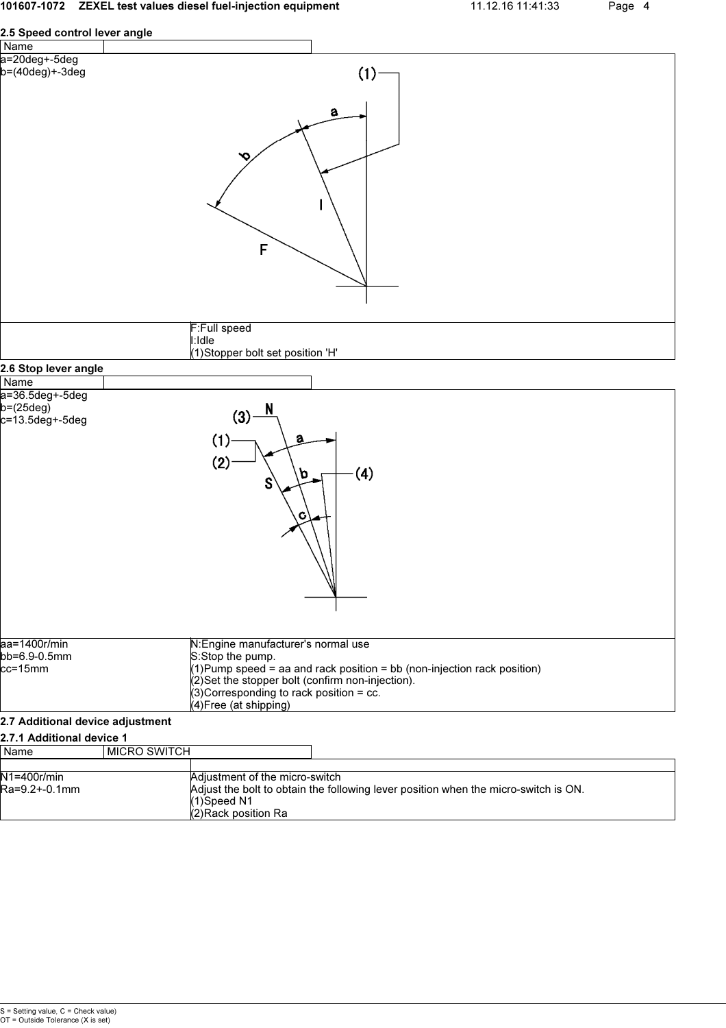## 2.5 Speed control lever angle

| Name | |
|---|---|

a=20deg+-5deg
b=(40deg)+-3deg

| | |
|---|---|
| | F:Full speed<br>I:Idle<br>(1)Stopper bolt set position 'H' |

## 2.6 Stop lever angle

| Name | |
|---|---|

a=36.5deg+-5deg
b=(25deg)
c=13.5deg+-5deg

| | |
|---|---|
| aa=1400r/min<br>bb=6.9-0.5mm<br>cc=15mm | N:Engine manufacturer's normal use<br>S:Stop the pump.<br>(1)Pump speed = aa and rack position = bb (non-injection rack position)<br>(2)Set the stopper bolt (confirm non-injection).<br>(3)Corresponding to rack position = cc.<br>(4)Free (at shipping) |

## 2.7 Additional device adjustment

### 2.7.1 Additional device 1

| Name | MICRO SWITCH |
|---|---|

| | |
|---|---|
| N1=400r/min<br>Ra=9.2+-0.1mm | Adjustment of the micro-switch<br>Adjust the bolt to obtain the following lever position when the micro-switch is ON.<br>(1)Speed N1<br>(2)Rack position Ra |

S = Setting value, C = Check value)
OT = Outside Tolerance (X is set)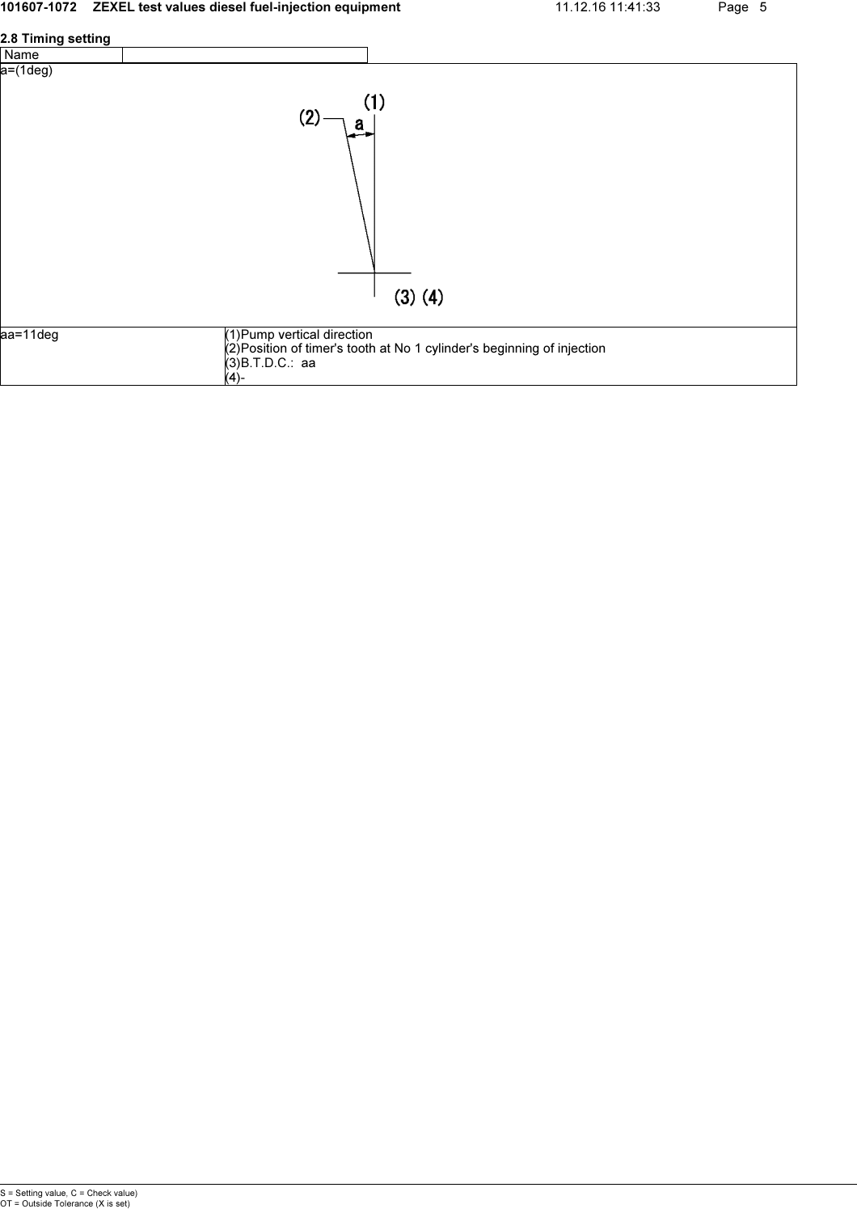## 2.8 Timing setting

| Name | |
|---|---|

a=(1deg)

(1)
(2)
a
(3) (4)

| | |
|---|---|
| aa=11deg | (1)Pump vertical direction<br>(2)Position of timer's tooth at No 1 cylinder's beginning of injection<br>(3)B.T.D.C.: aa<br>(4)- |

S = Setting value, C = Check value)
OT = Outside Tolerance (X is set)